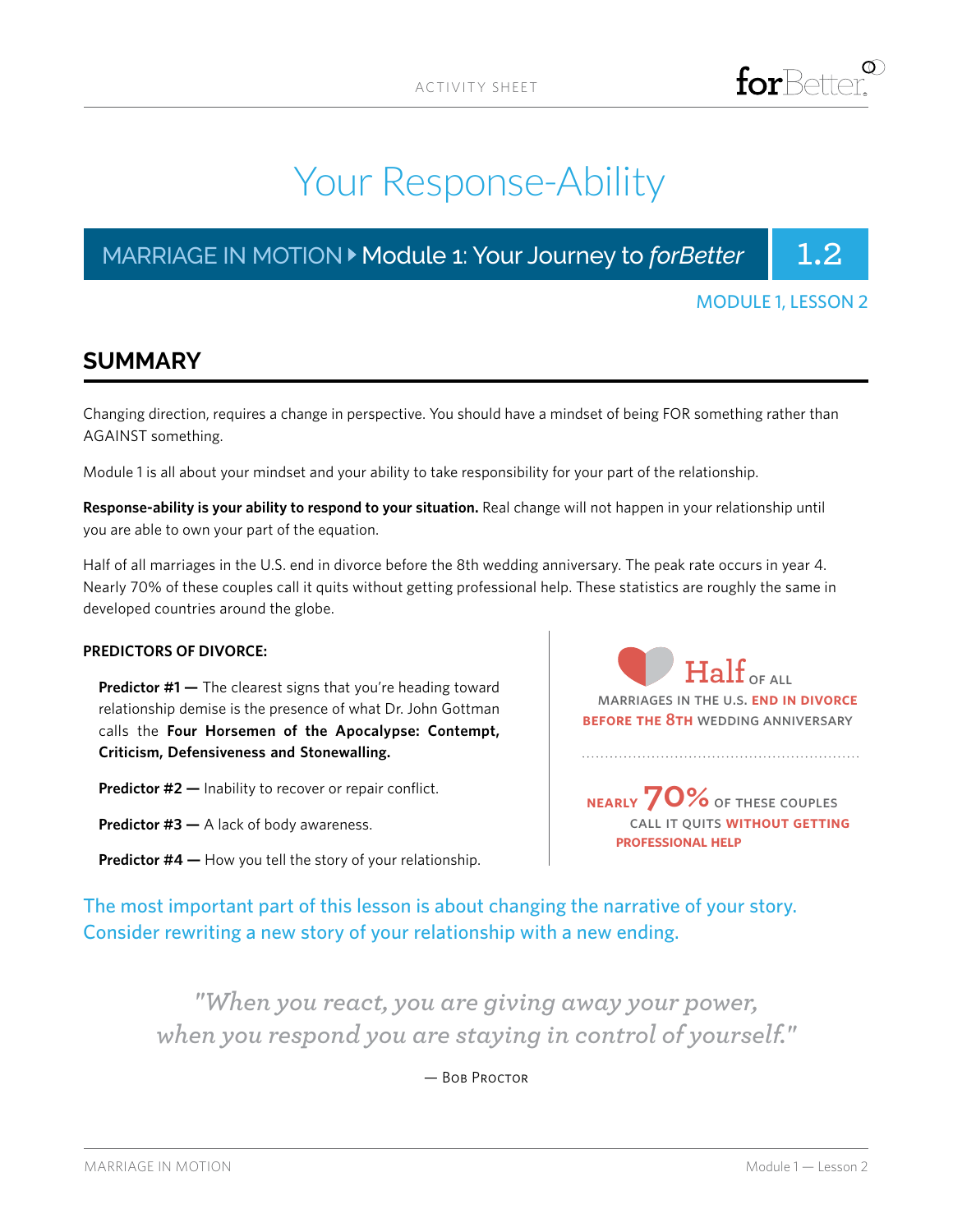# Your Response-Ability

MARRIAGE IN MOTION ▸ Module 1: Your Journey to *forBetter* **1.2**

MODULE 1, LESSON 2

## SUMMARY

Changing direction, requires a change in perspective. You should have a mindset of being FOR something rather than AGAINST something.

Module 1 is all about your mindset and your ability to take responsibility for your part of the relationship.

**Response-ability is your ability to respond to your situation.** Real change will not happen in your relationship until you are able to own your part of the equation.

Half of all marriages in the U.S. end in divorce before the 8th wedding anniversary. The peak rate occurs in year 4. Nearly 70% of these couples call it quits without getting professional help. These statistics are roughly the same in developed countries around the globe.

**PREDICTORS OF DIVORCE:**

**Predictor #1 —** The clearest signs that you're heading toward relationship demise is the presence of what Dr. John Gottman calls the **Four Horsemen of the Apocalypse: Contempt, Criticism, Defensiveness and Stonewalling.**

**Predictor #2 —** Inability to recover or repair conflict.

**Predictor #3 —** A lack of body awareness.

**Predictor #4 —** How you tell the story of your relationship.

Half OF ALL MARRIAGES IN THE U.S. **END IN DIVORCE BEFORE THE 8TH** WEDDING ANNIVERSARY

**NEARLY 70%** OF THESE COUPLES CALL IT QUITS **WITHOUT GETTING PROFESSIONAL HELP**

The most important part of this lesson is about changing the narrative of your story. Consider rewriting a new story of your relationship with a new ending.

> *"When you react, you are giving away your power, when you respond you are staying in control of yourself."*
>
> — Bob Proctor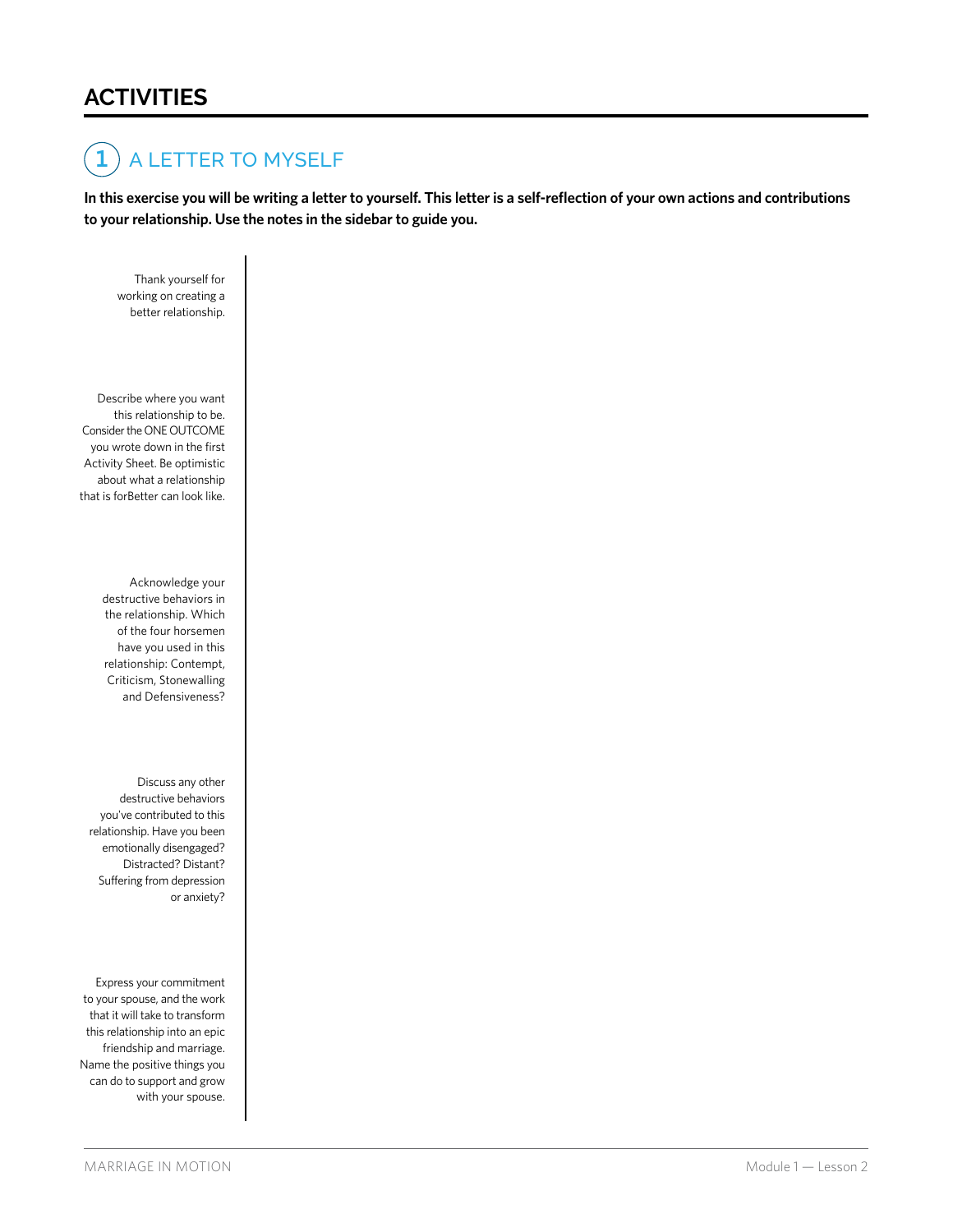# ACTIVITIES

## 1 A LETTER TO MYSELF

**In this exercise you will be writing a letter to yourself. This letter is a self-reflection of your own actions and contributions to your relationship. Use the notes in the sidebar to guide you.**

Thank yourself for working on creating a better relationship.

Describe where you want this relationship to be. Consider the ONE OUTCOME you wrote down in the first Activity Sheet. Be optimistic about what a relationship that is forBetter can look like.

Acknowledge your destructive behaviors in the relationship. Which of the four horsemen have you used in this relationship: Contempt, Criticism, Stonewalling and Defensiveness?

Discuss any other destructive behaviors you've contributed to this relationship. Have you been emotionally disengaged? Distracted? Distant? Suffering from depression or anxiety?

Express your commitment to your spouse, and the work that it will take to transform this relationship into an epic friendship and marriage. Name the positive things you can do to support and grow with your spouse.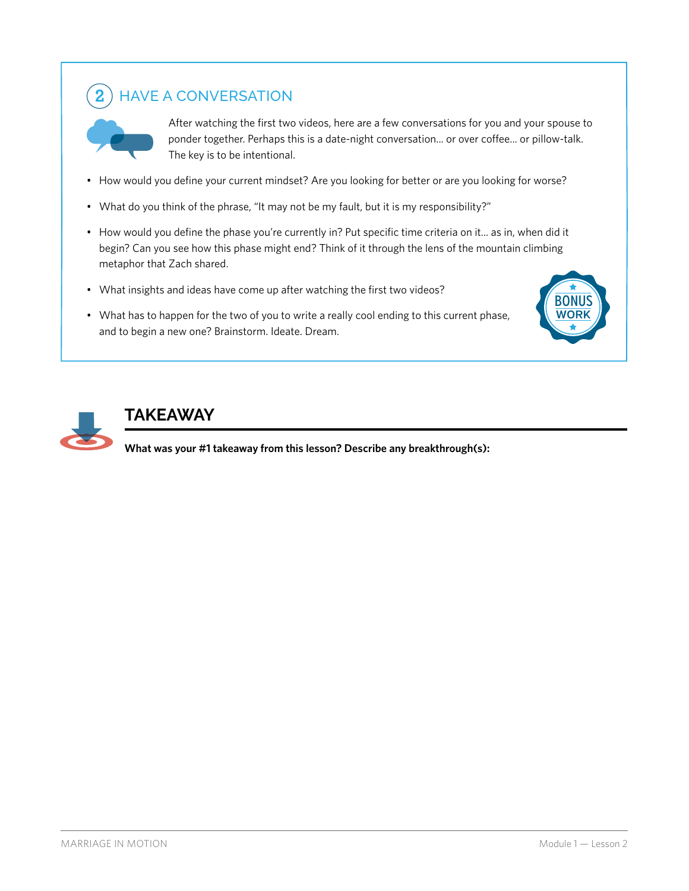## 2 HAVE A CONVERSATION

After watching the first two videos, here are a few conversations for you and your spouse to ponder together. Perhaps this is a date-night conversation… or over coffee… or pillow-talk. The key is to be intentional.

- How would you define your current mindset? Are you looking for better or are you looking for worse?
- What do you think of the phrase, "It may not be my fault, but it is my responsibility?"
- How would you define the phase you're currently in? Put specific time criteria on it… as in, when did it begin? Can you see how this phase might end? Think of it through the lens of the mountain climbing metaphor that Zach shared.
- What insights and ideas have come up after watching the first two videos?
- What has to happen for the two of you to write a really cool ending to this current phase, and to begin a new one? Brainstorm. Ideate. Dream.

BONUS WORK

## TAKEAWAY

**What was your #1 takeaway from this lesson? Describe any breakthrough(s):**